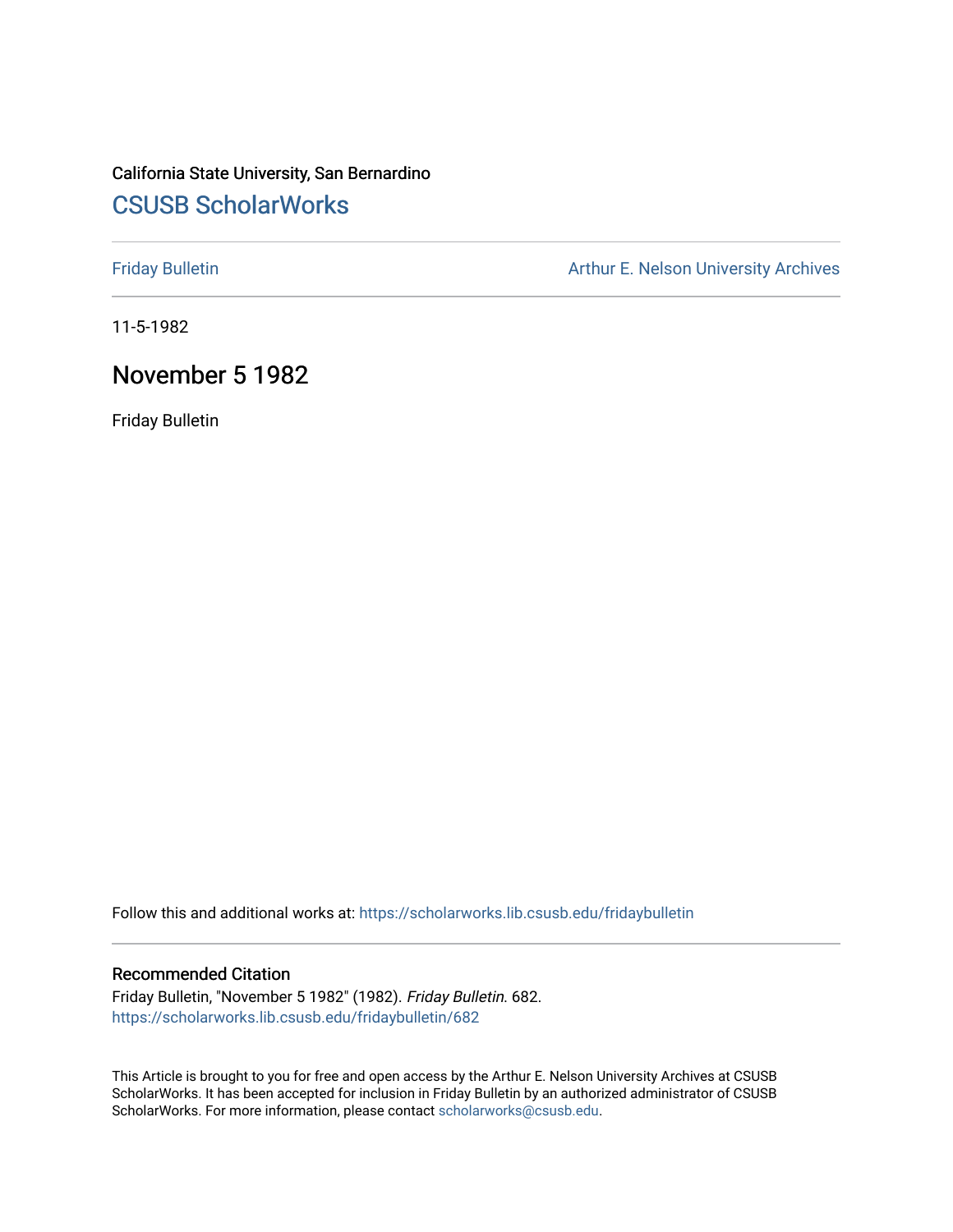California State University, San Bernardino

## CSUSB ScholarWorks

Friday Bulletin

Arthur E. Nelson University Archives

11-5-1982

# November 5 1982

Friday Bulletin

Follow this and additional works at: https://scholarworks.lib.csusb.edu/fridaybulletin

### Recommended Citation

Friday Bulletin, "November 5 1982" (1982). *Friday Bulletin*. 682.
https://scholarworks.lib.csusb.edu/fridaybulletin/682

This Article is brought to you for free and open access by the Arthur E. Nelson University Archives at CSUSB ScholarWorks. It has been accepted for inclusion in Friday Bulletin by an authorized administrator of CSUSB ScholarWorks. For more information, please contact scholarworks@csusb.edu.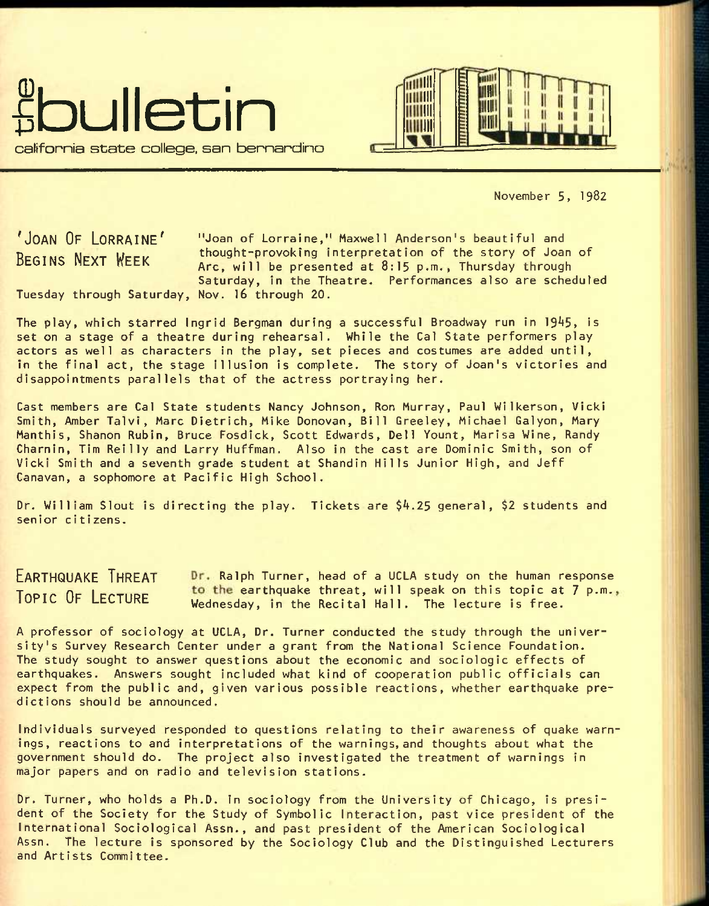# the bulletin

california state college, san bernardino

November 5, 1982

## 'Joan Of Lorraine' Begins Next Week

"Joan of Lorraine," Maxwell Anderson's beautiful and thought-provoking interpretation of the story of Joan of Arc, will be presented at 8:15 p.m., Thursday through Saturday, in the Theatre. Performances also are scheduled Tuesday through Saturday, Nov. 16 through 20.

The play, which starred Ingrid Bergman during a successful Broadway run in 1945, is set on a stage of a theatre during rehearsal. While the Cal State performers play actors as well as characters in the play, set pieces and costumes are added until, in the final act, the stage illusion is complete. The story of Joan's victories and disappointments parallels that of the actress portraying her.

Cast members are Cal State students Nancy Johnson, Ron Murray, Paul Wilkerson, Vicki Smith, Amber Talvi, Marc Dietrich, Mike Donovan, Bill Greeley, Michael Galyon, Mary Manthis, Shanon Rubin, Bruce Fosdick, Scott Edwards, Dell Yount, Marisa Wine, Randy Charnin, Tim Reilly and Larry Huffman. Also in the cast are Dominic Smith, son of Vicki Smith and a seventh grade student at Shandin Hills Junior High, and Jeff Canavan, a sophomore at Pacific High School.

Dr. William Slout is directing the play. Tickets are $4.25 general, $2 students and senior citizens.

## Earthquake Threat Topic Of Lecture

Dr. Ralph Turner, head of a UCLA study on the human response to the earthquake threat, will speak on this topic at 7 p.m., Wednesday, in the Recital Hall. The lecture is free.

A professor of sociology at UCLA, Dr. Turner conducted the study through the university's Survey Research Center under a grant from the National Science Foundation. The study sought to answer questions about the economic and sociologic effects of earthquakes. Answers sought included what kind of cooperation public officials can expect from the public and, given various possible reactions, whether earthquake predictions should be announced.

Individuals surveyed responded to questions relating to their awareness of quake warnings, reactions to and interpretations of the warnings, and thoughts about what the government should do. The project also investigated the treatment of warnings in major papers and on radio and television stations.

Dr. Turner, who holds a Ph.D. in sociology from the University of Chicago, is president of the Society for the Study of Symbolic Interaction, past vice president of the International Sociological Assn., and past president of the American Sociological Assn. The lecture is sponsored by the Sociology Club and the Distinguished Lecturers and Artists Committee.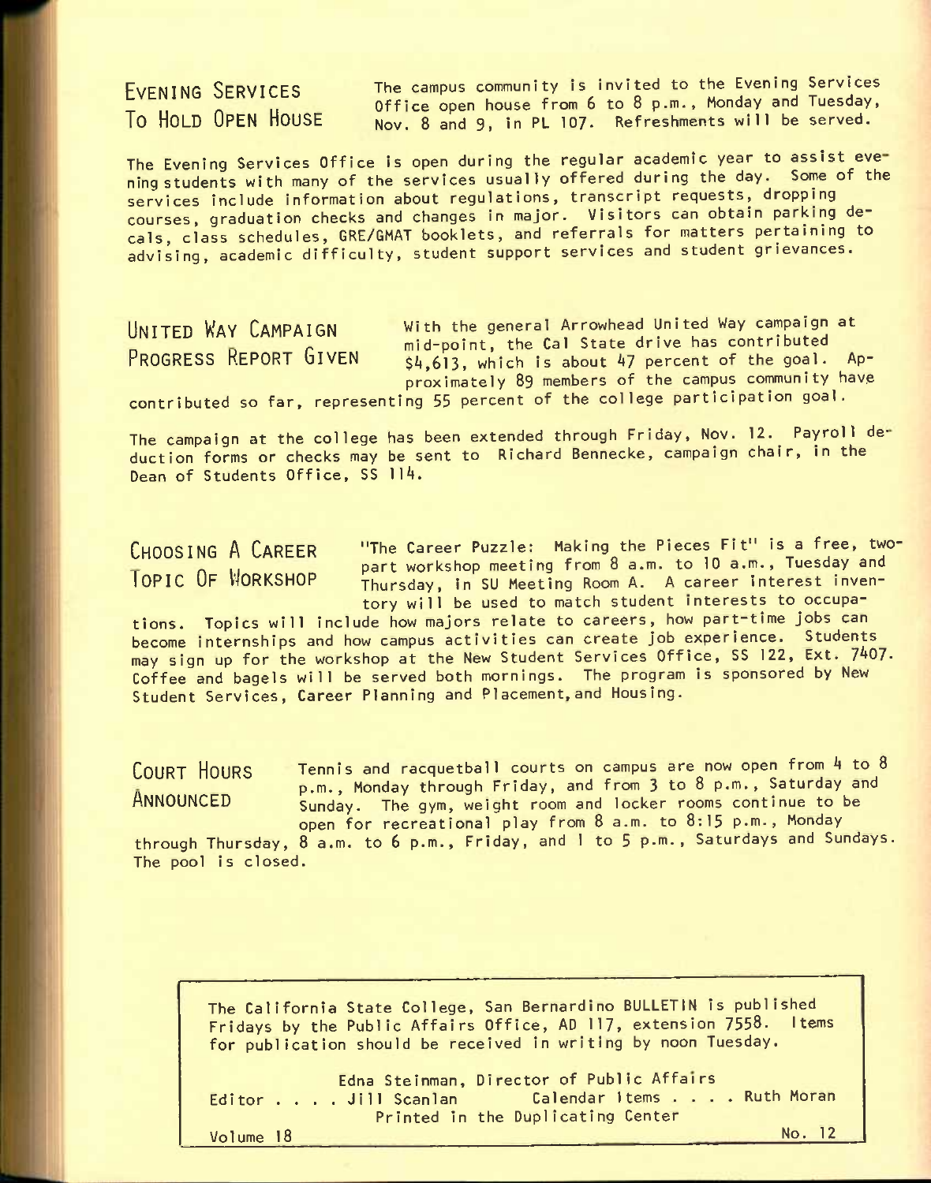## Evening Services To Hold Open House

The campus community is invited to the Evening Services Office open house from 6 to 8 p.m., Monday and Tuesday, Nov. 8 and 9, in PL 107. Refreshments will be served.

The Evening Services Office is open during the regular academic year to assist evening students with many of the services usually offered during the day. Some of the services include information about regulations, transcript requests, dropping courses, graduation checks and changes in major. Visitors can obtain parking decals, class schedules, GRE/GMAT booklets, and referrals for matters pertaining to advising, academic difficulty, student support services and student grievances.

## United Way Campaign Progress Report Given

With the general Arrowhead United Way campaign at mid-point, the Cal State drive has contributed $4,613, which is about 47 percent of the goal. Approximately 89 members of the campus community have contributed so far, representing 55 percent of the college participation goal.

The campaign at the college has been extended through Friday, Nov. 12. Payroll deduction forms or checks may be sent to Richard Bennecke, campaign chair, in the Dean of Students Office, SS 114.

## Choosing A Career Topic Of Workshop

"The Career Puzzle: Making the Pieces Fit" is a free, two-part workshop meeting from 8 a.m. to 10 a.m., Tuesday and Thursday, in SU Meeting Room A. A career interest inventory will be used to match student interests to occupations. Topics will include how majors relate to careers, how part-time jobs can become internships and how campus activities can create job experience. Students may sign up for the workshop at the New Student Services Office, SS 122, Ext. 7407. Coffee and bagels will be served both mornings. The program is sponsored by New Student Services, Career Planning and Placement, and Housing.

## Court Hours Announced

Tennis and racquetball courts on campus are now open from 4 to 8 p.m., Monday through Friday, and from 3 to 8 p.m., Saturday and Sunday. The gym, weight room and locker rooms continue to be open for recreational play from 8 a.m. to 8:15 p.m., Monday through Thursday, 8 a.m. to 6 p.m., Friday, and 1 to 5 p.m., Saturdays and Sundays. The pool is closed.

---

The California State College, San Bernardino BULLETIN is published Fridays by the Public Affairs Office, AD 117, extension 7558. Items for publication should be received in writing by noon Tuesday.

Edna Steinman, Director of Public Affairs

Editor . . . . Jill Scanlan     Calendar Items . . . . Ruth Moran

Printed in the Duplicating Center

Volume 18     No. 12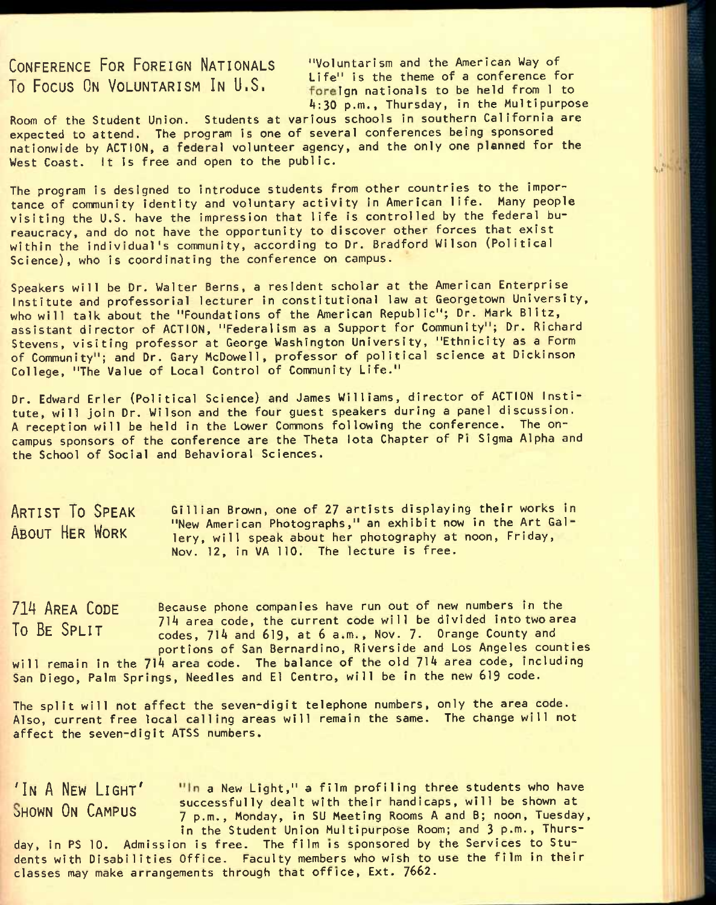## Conference For Foreign Nationals To Focus On Voluntarism In U.S.

"Voluntarism and the American Way of Life" is the theme of a conference for foreign nationals to be held from 1 to 4:30 p.m., Thursday, in the Multipurpose Room of the Student Union. Students at various schools in southern California are expected to attend. The program is one of several conferences being sponsored nationwide by ACTION, a federal volunteer agency, and the only one planned for the West Coast. It is free and open to the public.

The program is designed to introduce students from other countries to the importance of community identity and voluntary activity in American life. Many people visiting the U.S. have the impression that life is controlled by the federal bureaucracy, and do not have the opportunity to discover other forces that exist within the individual's community, according to Dr. Bradford Wilson (Political Science), who is coordinating the conference on campus.

Speakers will be Dr. Walter Berns, a resident scholar at the American Enterprise Institute and professorial lecturer in constitutional law at Georgetown University, who will talk about the "Foundations of the American Republic"; Dr. Mark Blitz, assistant director of ACTION, "Federalism as a Support for Community"; Dr. Richard Stevens, visiting professor at George Washington University, "Ethnicity as a Form of Community"; and Dr. Gary McDowell, professor of political science at Dickinson College, "The Value of Local Control of Community Life."

Dr. Edward Erler (Political Science) and James Williams, director of ACTION Institute, will join Dr. Wilson and the four guest speakers during a panel discussion. A reception will be held in the Lower Commons following the conference. The on-campus sponsors of the conference are the Theta Iota Chapter of Pi Sigma Alpha and the School of Social and Behavioral Sciences.

## Artist To Speak About Her Work

Gillian Brown, one of 27 artists displaying their works in "New American Photographs," an exhibit now in the Art Gallery, will speak about her photography at noon, Friday, Nov. 12, in VA 110. The lecture is free.

## 714 Area Code To Be Split

Because phone companies have run out of new numbers in the 714 area code, the current code will be divided into two area codes, 714 and 619, at 6 a.m., Nov. 7. Orange County and portions of San Bernardino, Riverside and Los Angeles counties will remain in the 714 area code. The balance of the old 714 area code, including San Diego, Palm Springs, Needles and El Centro, will be in the new 619 code.

The split will not affect the seven-digit telephone numbers, only the area code. Also, current free local calling areas will remain the same. The change will not affect the seven-digit ATSS numbers.

## 'In A New Light' Shown On Campus

"In a New Light," a film profiling three students who have successfully dealt with their handicaps, will be shown at 7 p.m., Monday, in SU Meeting Rooms A and B; noon, Tuesday, in the Student Union Multipurpose Room; and 3 p.m., Thursday, in PS 10. Admission is free. The film is sponsored by the Services to Students with Disabilities Office. Faculty members who wish to use the film in their classes may make arrangements through that office, Ext. 7662.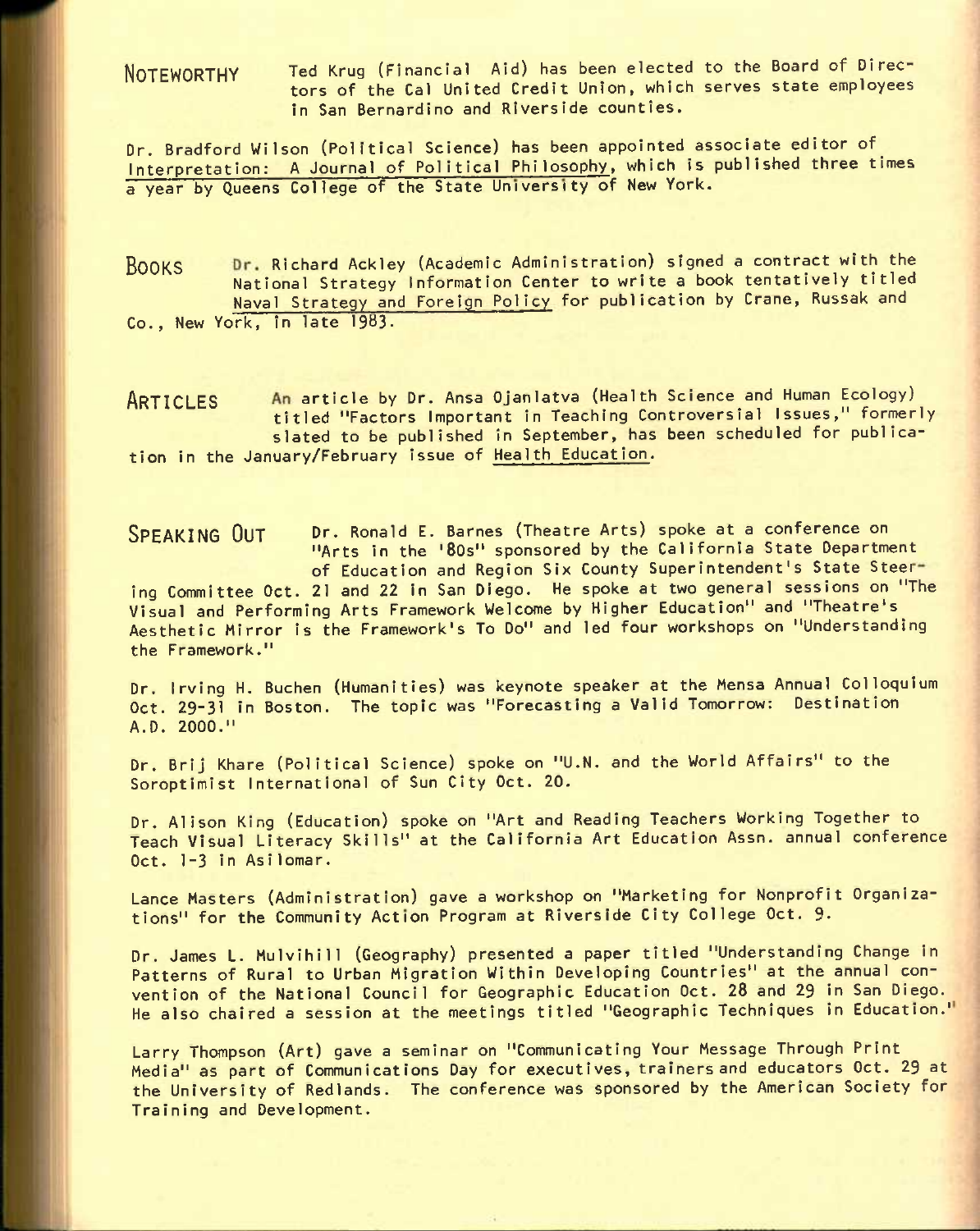## NOTEWORTHY

Ted Krug (Financial Aid) has been elected to the Board of Directors of the Cal United Credit Union, which serves state employees in San Bernardino and Riverside counties.

Dr. Bradford Wilson (Political Science) has been appointed associate editor of Interpretation: A Journal of Political Philosophy, which is published three times a year by Queens College of the State University of New York.

## BOOKS

Dr. Richard Ackley (Academic Administration) signed a contract with the National Strategy Information Center to write a book tentatively titled Naval Strategy and Foreign Policy for publication by Crane, Russak and Co., New York, in late 1983.

## ARTICLES

An article by Dr. Ansa Ojanlatva (Health Science and Human Ecology) titled "Factors Important in Teaching Controversial Issues," formerly slated to be published in September, has been scheduled for publication in the January/February issue of Health Education.

## SPEAKING OUT

Dr. Ronald E. Barnes (Theatre Arts) spoke at a conference on "Arts in the '80s" sponsored by the California State Department of Education and Region Six County Superintendent's State Steering Committee Oct. 21 and 22 in San Diego. He spoke at two general sessions on "The Visual and Performing Arts Framework Welcome by Higher Education" and "Theatre's Aesthetic Mirror is the Framework's To Do" and led four workshops on "Understanding the Framework."

Dr. Irving H. Buchen (Humanities) was keynote speaker at the Mensa Annual Colloquium Oct. 29-31 in Boston. The topic was "Forecasting a Valid Tomorrow: Destination A.D. 2000."

Dr. Brij Khare (Political Science) spoke on "U.N. and the World Affairs" to the Soroptimist International of Sun City Oct. 20.

Dr. Alison King (Education) spoke on "Art and Reading Teachers Working Together to Teach Visual Literacy Skills" at the California Art Education Assn. annual conference Oct. 1-3 in Asilomar.

Lance Masters (Administration) gave a workshop on "Marketing for Nonprofit Organizations" for the Community Action Program at Riverside City College Oct. 9.

Dr. James L. Mulvihill (Geography) presented a paper titled "Understanding Change in Patterns of Rural to Urban Migration Within Developing Countries" at the annual convention of the National Council for Geographic Education Oct. 28 and 29 in San Diego. He also chaired a session at the meetings titled "Geographic Techniques in Education."

Larry Thompson (Art) gave a seminar on "Communicating Your Message Through Print Media" as part of Communications Day for executives, trainers and educators Oct. 29 at the University of Redlands. The conference was sponsored by the American Society for Training and Development.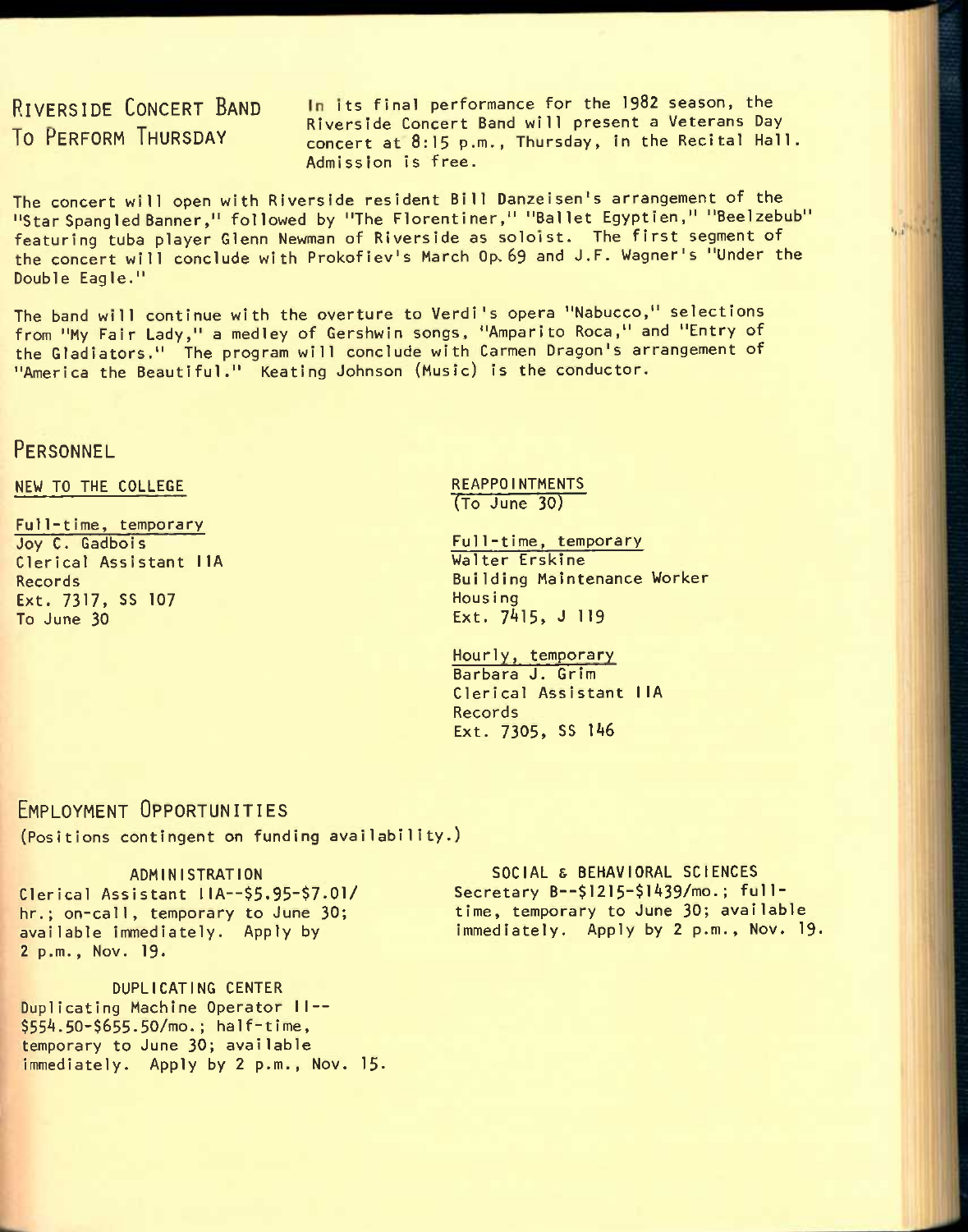## Riverside Concert Band To Perform Thursday

In its final performance for the 1982 season, the Riverside Concert Band will present a Veterans Day concert at 8:15 p.m., Thursday, in the Recital Hall. Admission is free.

The concert will open with Riverside resident Bill Danzeisen's arrangement of the "Star Spangled Banner," followed by "The Florentiner," "Ballet Egyptien," "Beelzebub" featuring tuba player Glenn Newman of Riverside as soloist. The first segment of the concert will conclude with Prokofiev's March Op. 69 and J.F. Wagner's "Under the Double Eagle."

The band will continue with the overture to Verdi's opera "Nabucco," selections from "My Fair Lady," a medley of Gershwin songs, "Amparito Roca," and "Entry of the Gladiators." The program will conclude with Carmen Dragon's arrangement of "America the Beautiful." Keating Johnson (Music) is the conductor.

## Personnel

NEW TO THE COLLEGE

Full-time, temporary
Joy C. Gadbois
Clerical Assistant IIA
Records
Ext. 7317, SS 107
To June 30

REAPPOINTMENTS
(To June 30)

Full-time, temporary
Walter Erskine
Building Maintenance Worker
Housing
Ext. 7415, J 119

Hourly, temporary
Barbara J. Grim
Clerical Assistant IIA
Records
Ext. 7305, SS 146

## Employment Opportunities

(Positions contingent on funding availability.)

ADMINISTRATION
Clerical Assistant IIA--$5.95-$7.01/hr.; on-call, temporary to June 30; available immediately. Apply by 2 p.m., Nov. 19.

DUPLICATING CENTER
Duplicating Machine Operator II--$554.50-$655.50/mo.; half-time, temporary to June 30; available immediately. Apply by 2 p.m., Nov. 15.

SOCIAL & BEHAVIORAL SCIENCES
Secretary B--$1215-$1439/mo.; full-time, temporary to June 30; available immediately. Apply by 2 p.m., Nov. 19.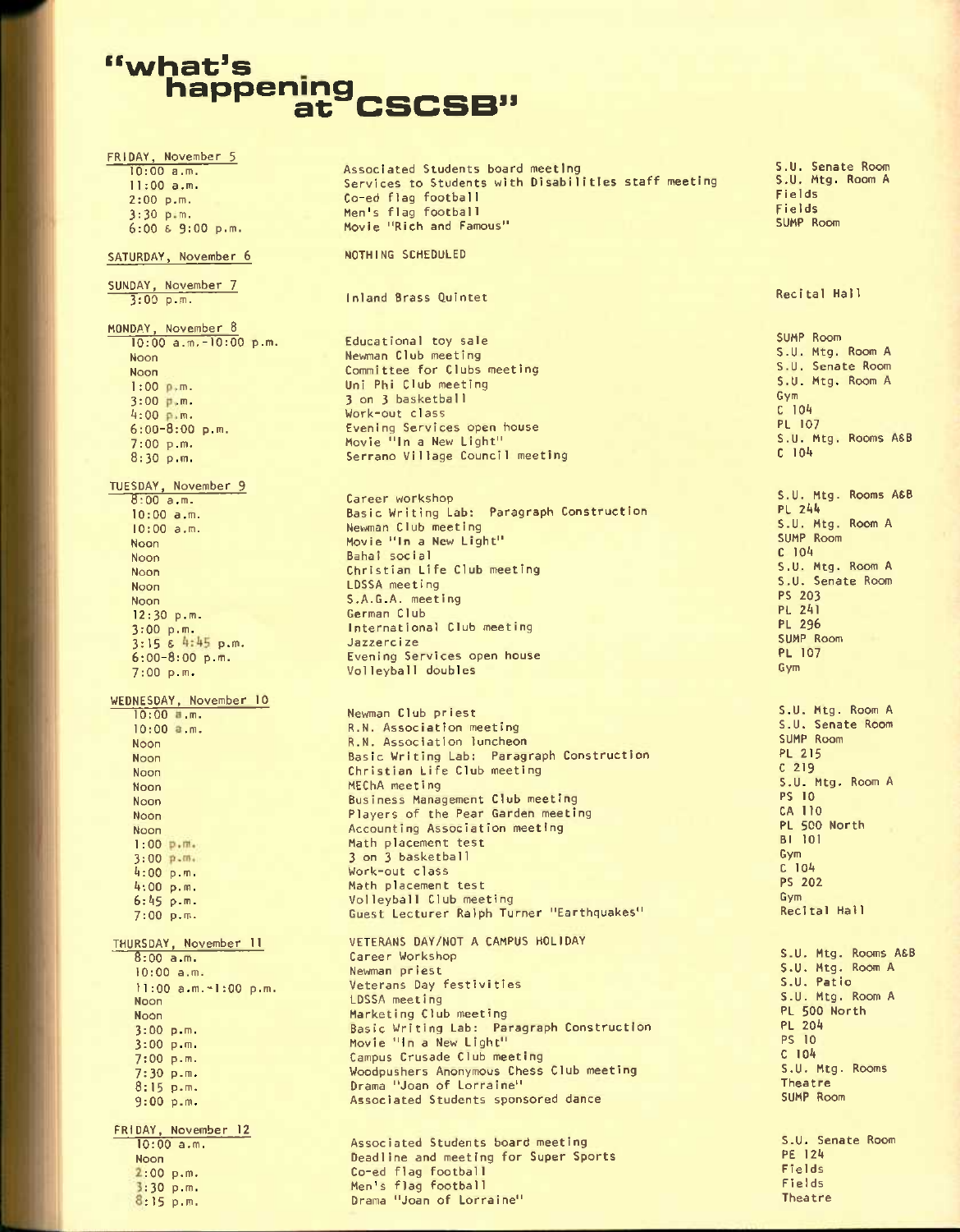# "what's happening at CSCSB"

| | | |
|---|---|---|
| **FRIDAY, November 5** | | |
| 10:00 a.m. | Associated Students board meeting | S.U. Senate Room |
| 11:00 a.m. | Services to Students with Disabilities staff meeting | S.U. Mtg. Room A |
| 2:00 p.m. | Co-ed flag football | Fields |
| 3:30 p.m. | Men's flag football | Fields |
| 6:00 & 9:00 p.m. | Movie "Rich and Famous" | SUMP Room |
| **SATURDAY, November 6** | NOTHING SCHEDULED | |
| **SUNDAY, November 7** | | |
| 3:00 p.m. | Inland Brass Quintet | Recital Hall |
| **MONDAY, November 8** | | |
| 10:00 a.m.-10:00 p.m. | Educational toy sale | SUMP Room |
| Noon | Newman Club meeting | S.U. Mtg. Room A |
| Noon | Committee for Clubs meeting | S.U. Senate Room |
| 1:00 p.m. | Uni Phi Club meeting | S.U. Mtg. Room A |
| 3:00 p.m. | 3 on 3 basketball | Gym |
| 4:00 p.m. | Work-out class | C 104 |
| 6:00-8:00 p.m. | Evening Services open house | PL 107 |
| 7:00 p.m. | Movie "In a New Light" | S.U. Mtg. Rooms A&B |
| 8:30 p.m. | Serrano Village Council meeting | C 104 |
| **TUESDAY, November 9** | | |
| 8:00 a.m. | Career workshop | S.U. Mtg. Rooms A&B |
| 10:00 a.m. | Basic Writing Lab: Paragraph Construction | PL 244 |
| 10:00 a.m. | Newman Club meeting | S.U. Mtg. Room A |
| Noon | Movie "In a New Light" | SUMP Room |
| Noon | Bahai social | C 104 |
| Noon | Christian Life Club meeting | S.U. Mtg. Room A |
| Noon | LDSSA meeting | S.U. Senate Room |
| Noon | S.A.G.A. meeting | PS 203 |
| 12:30 p.m. | German Club | PL 241 |
| 3:00 p.m. | International Club meeting | PL 296 |
| 3:15 & 4:45 p.m. | Jazzercize | SUMP Room |
| 6:00-8:00 p.m. | Evening Services open house | PL 107 |
| 7:00 p.m. | Volleyball doubles | Gym |
| **WEDNESDAY, November 10** | | |
| 10:00 a.m. | Newman Club priest | S.U. Mtg. Room A |
| 10:00 a.m. | R.N. Association meeting | S.U. Senate Room |
| Noon | R.N. Association luncheon | SUMP Room |
| Noon | Basic Writing Lab: Paragraph Construction | PL 215 |
| Noon | Christian Life Club meeting | C 219 |
| Noon | MEChA meeting | S.U. Mtg. Room A |
| Noon | Business Management Club meeting | PS 10 |
| Noon | Players of the Pear Garden meeting | CA 110 |
| Noon | Accounting Association meeting | PL 500 North |
| 1:00 p.m. | Math placement test | BI 101 |
| 3:00 p.m. | 3 on 3 basketball | Gym |
| 4:00 p.m. | Work-out class | C 104 |
| 4:00 p.m. | Math placement test | PS 202 |
| 6:45 p.m. | Volleyball Club meeting | Gym |
| 7:00 p.m. | Guest Lecturer Ralph Turner "Earthquakes" | Recital Hall |
| **THURSDAY, November 11** | VETERANS DAY/NOT A CAMPUS HOLIDAY | |
| 8:00 a.m. | Career Workshop | S.U. Mtg. Rooms A&B |
| 10:00 a.m. | Newman priest | S.U. Mtg. Room A |
| 11:00 a.m.-1:00 p.m. | Veterans Day festivities | S.U. Patio |
| Noon | LDSSA meeting | S.U. Mtg. Room A |
| Noon | Marketing Club meeting | PL 500 North |
| 3:00 p.m. | Basic Writing Lab: Paragraph Construction | PL 204 |
| 3:00 p.m. | Movie "In a New Light" | PS 10 |
| 7:00 p.m. | Campus Crusade Club meeting | C 104 |
| 7:30 p.m. | Woodpushers Anonymous Chess Club meeting | S.U. Mtg. Rooms |
| 8:15 p.m. | Drama "Joan of Lorraine" | Theatre |
| 9:00 p.m. | Associated Students sponsored dance | SUMP Room |
| **FRIDAY, November 12** | | |
| 10:00 a.m. | Associated Students board meeting | S.U. Senate Room |
| Noon | Deadline and meeting for Super Sports | PE 124 |
| 2:00 p.m. | Co-ed flag football | Fields |
| 3:30 p.m. | Men's flag football | Fields |
| 8:15 p.m. | Drama "Joan of Lorraine" | Theatre |